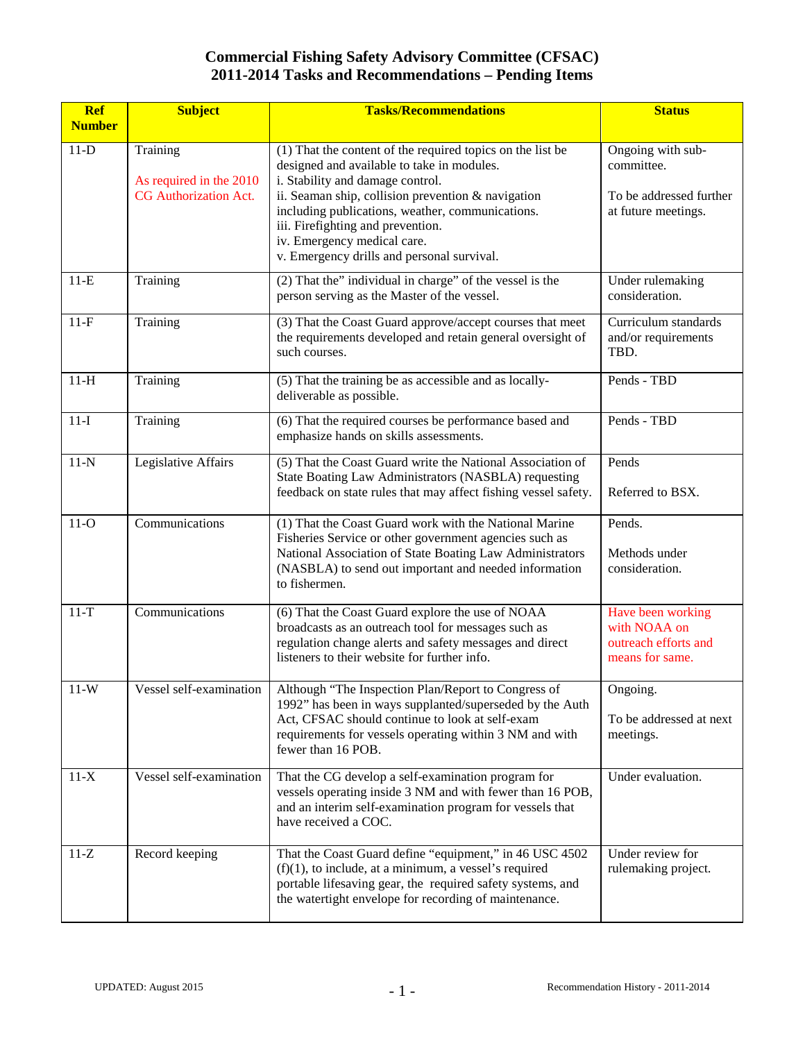# Commercial Fishing Safety Advisory Committee (CFSAC)
## 2011-2014 Tasks and Recommendations – Pending Items

| Ref Number | Subject | Tasks/Recommendations | Status |
|---|---|---|---|
| 11-D | Training<br><br>As required in the 2010 CG Authorization Act. | (1) That the content of the required topics on the list be designed and available to take in modules.<br>i. Stability and damage control.<br>ii. Seaman ship, collision prevention & navigation including publications, weather, communications.<br>iii. Firefighting and prevention.<br>iv. Emergency medical care.<br>v. Emergency drills and personal survival. | Ongoing with sub-committee.<br><br>To be addressed further at future meetings. |
| 11-E | Training | (2) That the" individual in charge" of the vessel is the person serving as the Master of the vessel. | Under rulemaking consideration. |
| 11-F | Training | (3) That the Coast Guard approve/accept courses that meet the requirements developed and retain general oversight of such courses. | Curriculum standards and/or requirements TBD. |
| 11-H | Training | (5) That the training be as accessible and as locally-deliverable as possible. | Pends - TBD |
| 11-I | Training | (6) That the required courses be performance based and emphasize hands on skills assessments. | Pends - TBD |
| 11-N | Legislative Affairs | (5) That the Coast Guard write the National Association of State Boating Law Administrators (NASBLA) requesting feedback on state rules that may affect fishing vessel safety. | Pends<br><br>Referred to BSX. |
| 11-O | Communications | (1) That the Coast Guard work with the National Marine Fisheries Service or other government agencies such as National Association of State Boating Law Administrators (NASBLA) to send out important and needed information to fishermen. | Pends.<br><br>Methods under consideration. |
| 11-T | Communications | (6) That the Coast Guard explore the use of NOAA broadcasts as an outreach tool for messages such as regulation change alerts and safety messages and direct listeners to their website for further info. | Have been working with NOAA on outreach efforts and means for same. |
| 11-W | Vessel self-examination | Although "The Inspection Plan/Report to Congress of 1992" has been in ways supplanted/superseded by the Auth Act, CFSAC should continue to look at self-exam requirements for vessels operating within 3 NM and with fewer than 16 POB. | Ongoing.<br><br>To be addressed at next meetings. |
| 11-X | Vessel self-examination | That the CG develop a self-examination program for vessels operating inside 3 NM and with fewer than 16 POB, and an interim self-examination program for vessels that have received a COC. | Under evaluation. |
| 11-Z | Record keeping | That the Coast Guard define "equipment," in 46 USC 4502 (f)(1), to include, at a minimum, a vessel's required portable lifesaving gear, the required safety systems, and the watertight envelope for recording of maintenance. | Under review for rulemaking project. |

UPDATED: August 2015

Recommendation History - 2011-2014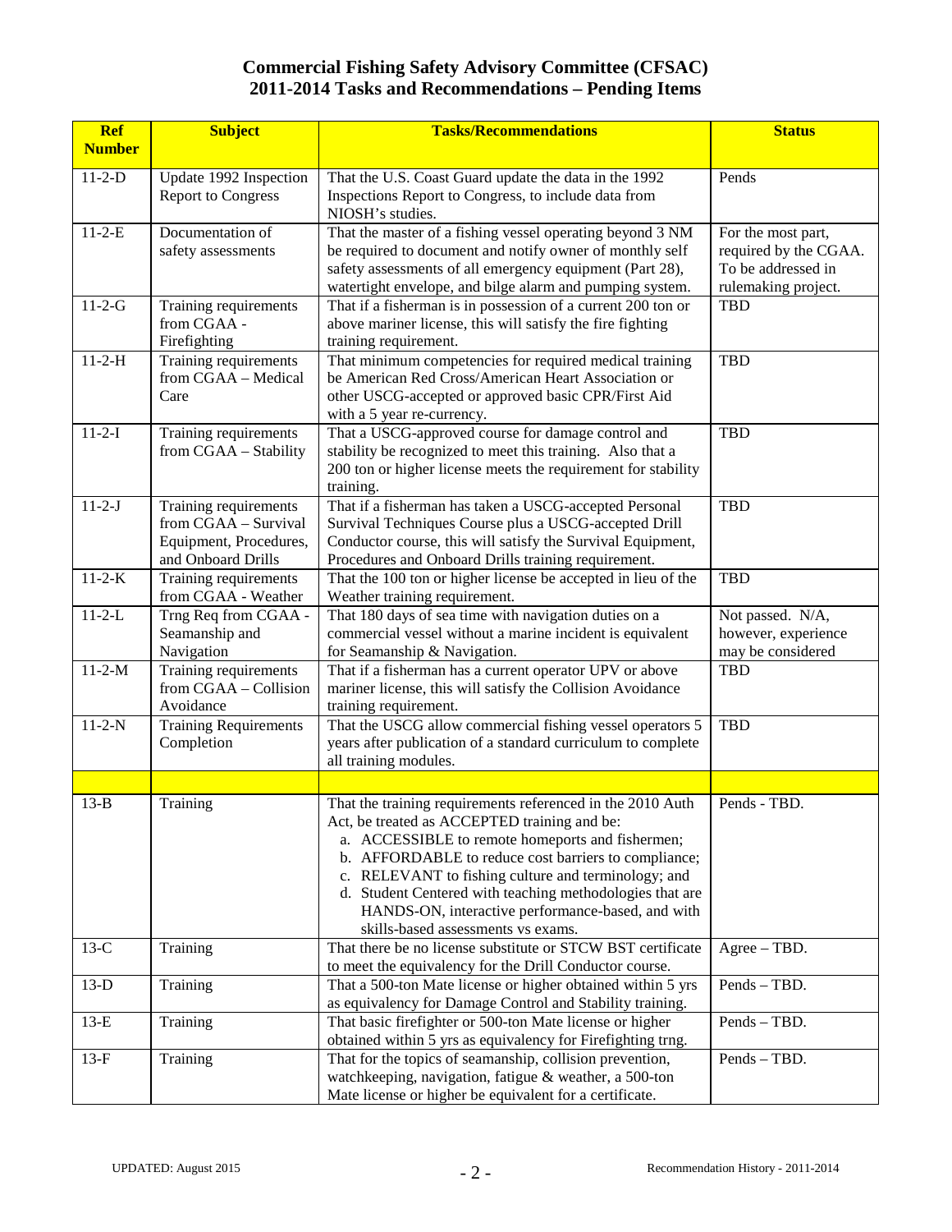# Commercial Fishing Safety Advisory Committee (CFSAC)
## 2011-2014 Tasks and Recommendations – Pending Items

| Ref Number | Subject | Tasks/Recommendations | Status |
|---|---|---|---|
| 11-2-D | Update 1992 Inspection Report to Congress | That the U.S. Coast Guard update the data in the 1992 Inspections Report to Congress, to include data from NIOSH's studies. | Pends |
| 11-2-E | Documentation of safety assessments | That the master of a fishing vessel operating beyond 3 NM be required to document and notify owner of monthly self safety assessments of all emergency equipment (Part 28), watertight envelope, and bilge alarm and pumping system. | For the most part, required by the CGAA. To be addressed in rulemaking project. |
| 11-2-G | Training requirements from CGAA - Firefighting | That if a fisherman is in possession of a current 200 ton or above mariner license, this will satisfy the fire fighting training requirement. | TBD |
| 11-2-H | Training requirements from CGAA – Medical Care | That minimum competencies for required medical training be American Red Cross/American Heart Association or other USCG-accepted or approved basic CPR/First Aid with a 5 year re-currency. | TBD |
| 11-2-I | Training requirements from CGAA – Stability | That a USCG-approved course for damage control and stability be recognized to meet this training. Also that a 200 ton or higher license meets the requirement for stability training. | TBD |
| 11-2-J | Training requirements from CGAA – Survival Equipment, Procedures, and Onboard Drills | That if a fisherman has taken a USCG-accepted Personal Survival Techniques Course plus a USCG-accepted Drill Conductor course, this will satisfy the Survival Equipment, Procedures and Onboard Drills training requirement. | TBD |
| 11-2-K | Training requirements from CGAA - Weather | That the 100 ton or higher license be accepted in lieu of the Weather training requirement. | TBD |
| 11-2-L | Trng Req from CGAA - Seamanship and Navigation | That 180 days of sea time with navigation duties on a commercial vessel without a marine incident is equivalent for Seamanship & Navigation. | Not passed. N/A, however, experience may be considered |
| 11-2-M | Training requirements from CGAA – Collision Avoidance | That if a fisherman has a current operator UPV or above mariner license, this will satisfy the Collision Avoidance training requirement. | TBD |
| 11-2-N | Training Requirements Completion | That the USCG allow commercial fishing vessel operators 5 years after publication of a standard curriculum to complete all training modules. | TBD |
| | | | |
| 13-B | Training | That the training requirements referenced in the 2010 Auth Act, be treated as ACCEPTED training and be:<br>a. ACCESSIBLE to remote homeports and fishermen;<br>b. AFFORDABLE to reduce cost barriers to compliance;<br>c. RELEVANT to fishing culture and terminology; and<br>d. Student Centered with teaching methodologies that are HANDS-ON, interactive performance-based, and with skills-based assessments vs exams. | Pends - TBD. |
| 13-C | Training | That there be no license substitute or STCW BST certificate to meet the equivalency for the Drill Conductor course. | Agree – TBD. |
| 13-D | Training | That a 500-ton Mate license or higher obtained within 5 yrs as equivalency for Damage Control and Stability training. | Pends – TBD. |
| 13-E | Training | That basic firefighter or 500-ton Mate license or higher obtained within 5 yrs as equivalency for Firefighting trng. | Pends – TBD. |
| 13-F | Training | That for the topics of seamanship, collision prevention, watchkeeping, navigation, fatigue & weather, a 500-ton Mate license or higher be equivalent for a certificate. | Pends – TBD. |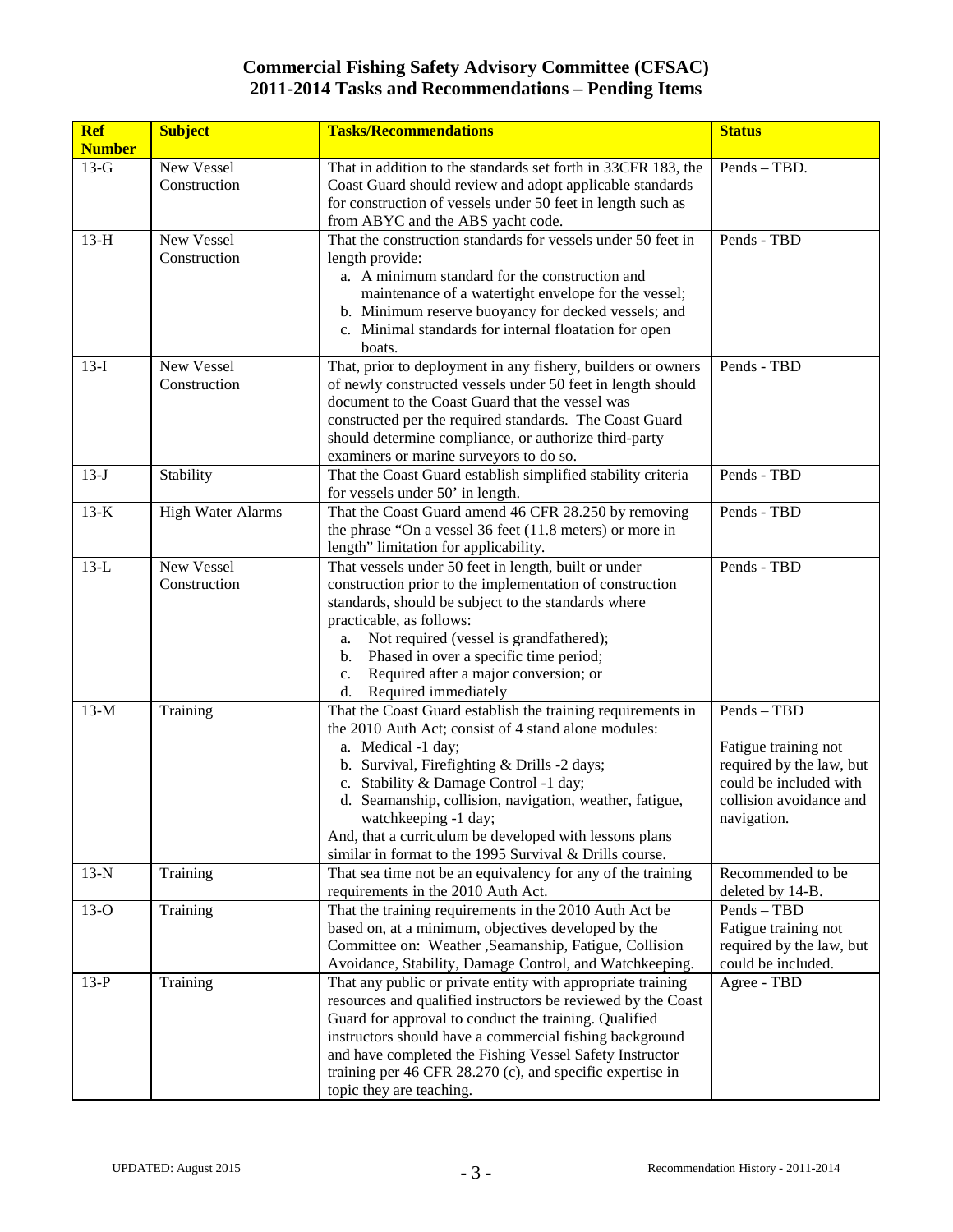# Commercial Fishing Safety Advisory Committee (CFSAC)
## 2011-2014 Tasks and Recommendations – Pending Items

| Ref Number | Subject | Tasks/Recommendations | Status |
|---|---|---|---|
| 13-G | New Vessel Construction | That in addition to the standards set forth in 33CFR 183, the Coast Guard should review and adopt applicable standards for construction of vessels under 50 feet in length such as from ABYC and the ABS yacht code. | Pends – TBD. |
| 13-H | New Vessel Construction | That the construction standards for vessels under 50 feet in length provide:<br>a. A minimum standard for the construction and maintenance of a watertight envelope for the vessel;<br>b. Minimum reserve buoyancy for decked vessels; and<br>c. Minimal standards for internal floatation for open boats. | Pends - TBD |
| 13-I | New Vessel Construction | That, prior to deployment in any fishery, builders or owners of newly constructed vessels under 50 feet in length should document to the Coast Guard that the vessel was constructed per the required standards. The Coast Guard should determine compliance, or authorize third-party examiners or marine surveyors to do so. | Pends - TBD |
| 13-J | Stability | That the Coast Guard establish simplified stability criteria for vessels under 50' in length. | Pends - TBD |
| 13-K | High Water Alarms | That the Coast Guard amend 46 CFR 28.250 by removing the phrase "On a vessel 36 feet (11.8 meters) or more in length" limitation for applicability. | Pends - TBD |
| 13-L | New Vessel Construction | That vessels under 50 feet in length, built or under construction prior to the implementation of construction standards, should be subject to the standards where practicable, as follows:<br>a. Not required (vessel is grandfathered);<br>b. Phased in over a specific time period;<br>c. Required after a major conversion; or<br>d. Required immediately | Pends - TBD |
| 13-M | Training | That the Coast Guard establish the training requirements in the 2010 Auth Act; consist of 4 stand alone modules:<br>a. Medical -1 day;<br>b. Survival, Firefighting & Drills -2 days;<br>c. Stability & Damage Control -1 day;<br>d. Seamanship, collision, navigation, weather, fatigue, watchkeeping -1 day;<br>And, that a curriculum be developed with lessons plans similar in format to the 1995 Survival & Drills course. | Pends – TBD<br><br>Fatigue training not required by the law, but could be included with collision avoidance and navigation. |
| 13-N | Training | That sea time not be an equivalency for any of the training requirements in the 2010 Auth Act. | Recommended to be deleted by 14-B. |
| 13-O | Training | That the training requirements in the 2010 Auth Act be based on, at a minimum, objectives developed by the Committee on: Weather ,Seamanship, Fatigue, Collision Avoidance, Stability, Damage Control, and Watchkeeping. | Pends – TBD<br>Fatigue training not required by the law, but could be included. |
| 13-P | Training | That any public or private entity with appropriate training resources and qualified instructors be reviewed by the Coast Guard for approval to conduct the training. Qualified instructors should have a commercial fishing background and have completed the Fishing Vessel Safety Instructor training per 46 CFR 28.270 (c), and specific expertise in topic they are teaching. | Agree - TBD |

UPDATED: August 2015 Recommendation History - 2011-2014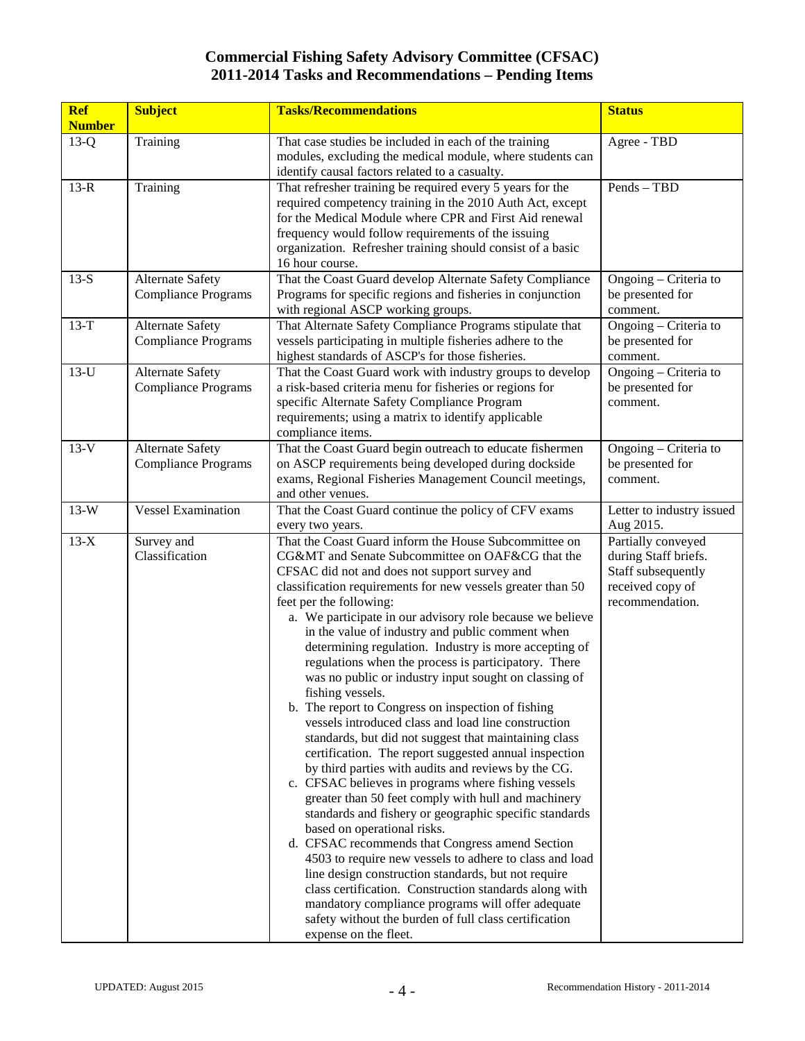# Commercial Fishing Safety Advisory Committee (CFSAC)
## 2011-2014 Tasks and Recommendations – Pending Items

| Ref Number | Subject | Tasks/Recommendations | Status |
|---|---|---|---|
| 13-Q | Training | That case studies be included in each of the training modules, excluding the medical module, where students can identify causal factors related to a casualty. | Agree - TBD |
| 13-R | Training | That refresher training be required every 5 years for the required competency training in the 2010 Auth Act, except for the Medical Module where CPR and First Aid renewal frequency would follow requirements of the issuing organization. Refresher training should consist of a basic 16 hour course. | Pends – TBD |
| 13-S | Alternate Safety Compliance Programs | That the Coast Guard develop Alternate Safety Compliance Programs for specific regions and fisheries in conjunction with regional ASCP working groups. | Ongoing – Criteria to be presented for comment. |
| 13-T | Alternate Safety Compliance Programs | That Alternate Safety Compliance Programs stipulate that vessels participating in multiple fisheries adhere to the highest standards of ASCP's for those fisheries. | Ongoing – Criteria to be presented for comment. |
| 13-U | Alternate Safety Compliance Programs | That the Coast Guard work with industry groups to develop a risk-based criteria menu for fisheries or regions for specific Alternate Safety Compliance Program requirements; using a matrix to identify applicable compliance items. | Ongoing – Criteria to be presented for comment. |
| 13-V | Alternate Safety Compliance Programs | That the Coast Guard begin outreach to educate fishermen on ASCP requirements being developed during dockside exams, Regional Fisheries Management Council meetings, and other venues. | Ongoing – Criteria to be presented for comment. |
| 13-W | Vessel Examination | That the Coast Guard continue the policy of CFV exams every two years. | Letter to industry issued Aug 2015. |
| 13-X | Survey and Classification | That the Coast Guard inform the House Subcommittee on CG&MT and Senate Subcommittee on OAF&CG that the CFSAC did not and does not support survey and classification requirements for new vessels greater than 50 feet per the following:<br>a. We participate in our advisory role because we believe in the value of industry and public comment when determining regulation. Industry is more accepting of regulations when the process is participatory. There was no public or industry input sought on classing of fishing vessels.<br>b. The report to Congress on inspection of fishing vessels introduced class and load line construction standards, but did not suggest that maintaining class certification. The report suggested annual inspection by third parties with audits and reviews by the CG.<br>c. CFSAC believes in programs where fishing vessels greater than 50 feet comply with hull and machinery standards and fishery or geographic specific standards based on operational risks.<br>d. CFSAC recommends that Congress amend Section 4503 to require new vessels to adhere to class and load line design construction standards, but not require class certification. Construction standards along with mandatory compliance programs will offer adequate safety without the burden of full class certification expense on the fleet. | Partially conveyed during Staff briefs. Staff subsequently received copy of recommendation. |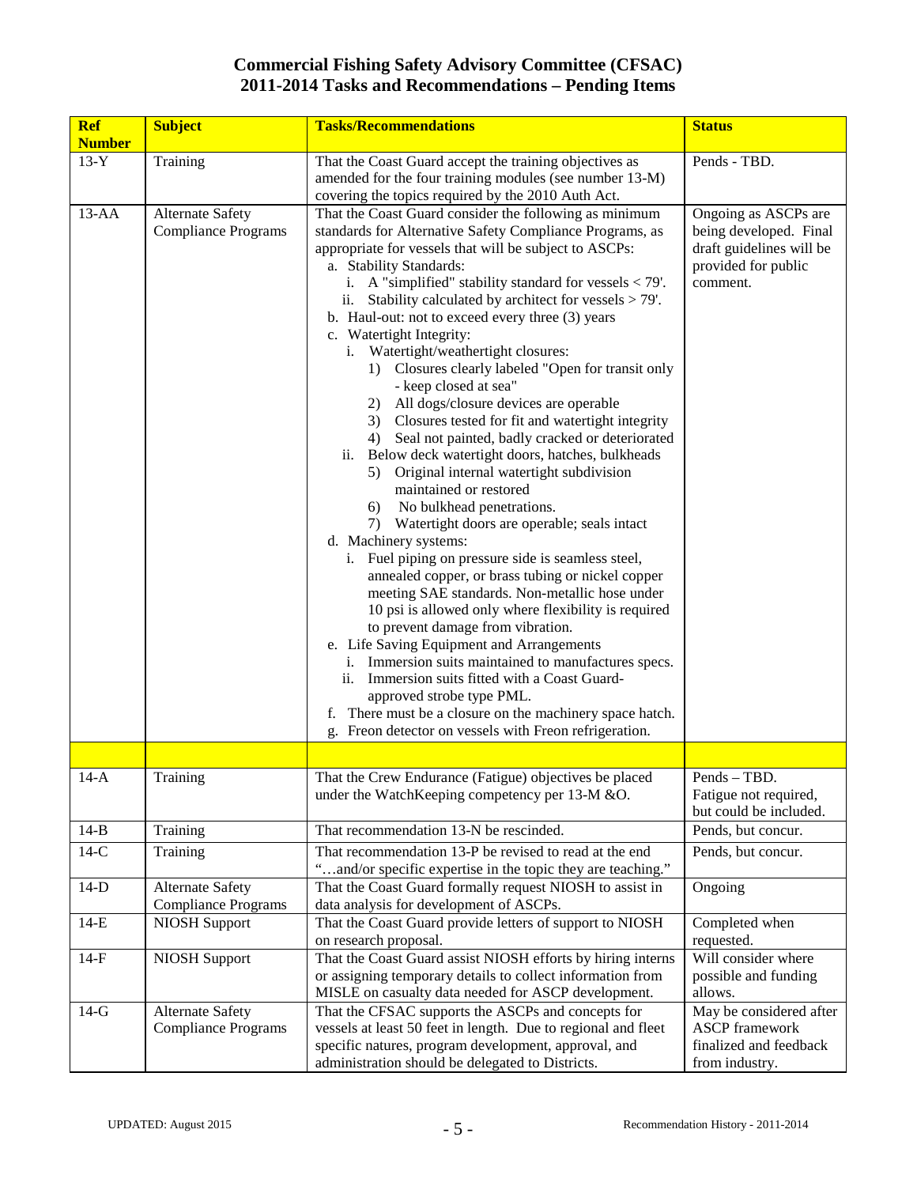# Commercial Fishing Safety Advisory Committee (CFSAC)
## 2011-2014 Tasks and Recommendations – Pending Items

| Ref Number | Subject | Tasks/Recommendations | Status |
|---|---|---|---|
| 13-Y | Training | That the Coast Guard accept the training objectives as amended for the four training modules (see number 13-M) covering the topics required by the 2010 Auth Act. | Pends - TBD. |
| 13-AA | Alternate Safety Compliance Programs | That the Coast Guard consider the following as minimum standards for Alternative Safety Compliance Programs, as appropriate for vessels that will be subject to ASCPs:<br>a. Stability Standards:<br>i. A "simplified" stability standard for vessels < 79'.<br>ii. Stability calculated by architect for vessels > 79'.<br>b. Haul-out: not to exceed every three (3) years<br>c. Watertight Integrity:<br>i. Watertight/weathertight closures:<br>1) Closures clearly labeled "Open for transit only - keep closed at sea"<br>2) All dogs/closure devices are operable<br>3) Closures tested for fit and watertight integrity<br>4) Seal not painted, badly cracked or deteriorated<br>ii. Below deck watertight doors, hatches, bulkheads<br>5) Original internal watertight subdivision maintained or restored<br>6) No bulkhead penetrations.<br>7) Watertight doors are operable; seals intact<br>d. Machinery systems:<br>i. Fuel piping on pressure side is seamless steel, annealed copper, or brass tubing or nickel copper meeting SAE standards. Non-metallic hose under 10 psi is allowed only where flexibility is required to prevent damage from vibration.<br>e. Life Saving Equipment and Arrangements<br>i. Immersion suits maintained to manufactures specs.<br>ii. Immersion suits fitted with a Coast Guard-approved strobe type PML.<br>f. There must be a closure on the machinery space hatch.<br>g. Freon detector on vessels with Freon refrigeration. | Ongoing as ASCPs are being developed. Final draft guidelines will be provided for public comment. |
| | | | |
| 14-A | Training | That the Crew Endurance (Fatigue) objectives be placed under the WatchKeeping competency per 13-M &O. | Pends – TBD. Fatigue not required, but could be included. |
| 14-B | Training | That recommendation 13-N be rescinded. | Pends, but concur. |
| 14-C | Training | That recommendation 13-P be revised to read at the end "…and/or specific expertise in the topic they are teaching." | Pends, but concur. |
| 14-D | Alternate Safety Compliance Programs | That the Coast Guard formally request NIOSH to assist in data analysis for development of ASCPs. | Ongoing |
| 14-E | NIOSH Support | That the Coast Guard provide letters of support to NIOSH on research proposal. | Completed when requested. |
| 14-F | NIOSH Support | That the Coast Guard assist NIOSH efforts by hiring interns or assigning temporary details to collect information from MISLE on casualty data needed for ASCP development. | Will consider where possible and funding allows. |
| 14-G | Alternate Safety Compliance Programs | That the CFSAC supports the ASCPs and concepts for vessels at least 50 feet in length. Due to regional and fleet specific natures, program development, approval, and administration should be delegated to Districts. | May be considered after ASCP framework finalized and feedback from industry. |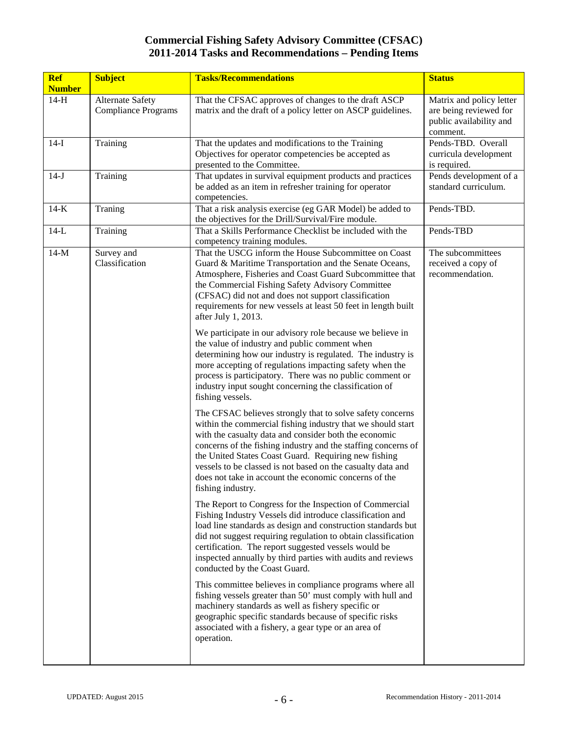# Commercial Fishing Safety Advisory Committee (CFSAC)
## 2011-2014 Tasks and Recommendations – Pending Items

| Ref Number | Subject | Tasks/Recommendations | Status |
|---|---|---|---|
| 14-H | Alternate Safety Compliance Programs | That the CFSAC approves of changes to the draft ASCP matrix and the draft of a policy letter on ASCP guidelines. | Matrix and policy letter are being reviewed for public availability and comment. |
| 14-I | Training | That the updates and modifications to the Training Objectives for operator competencies be accepted as presented to the Committee. | Pends-TBD. Overall curricula development is required. |
| 14-J | Training | That updates in survival equipment products and practices be added as an item in refresher training for operator competencies. | Pends development of a standard curriculum. |
| 14-K | Traning | That a risk analysis exercise (eg GAR Model) be added to the objectives for the Drill/Survival/Fire module. | Pends-TBD. |
| 14-L | Training | That a Skills Performance Checklist be included with the competency training modules. | Pends-TBD |
| 14-M | Survey and Classification | That the USCG inform the House Subcommittee on Coast Guard & Maritime Transportation and the Senate Oceans, Atmosphere, Fisheries and Coast Guard Subcommittee that the Commercial Fishing Safety Advisory Committee (CFSAC) did not and does not support classification requirements for new vessels at least 50 feet in length built after July 1, 2013.<br><br>We participate in our advisory role because we believe in the value of industry and public comment when determining how our industry is regulated. The industry is more accepting of regulations impacting safety when the process is participatory. There was no public comment or industry input sought concerning the classification of fishing vessels.<br><br>The CFSAC believes strongly that to solve safety concerns within the commercial fishing industry that we should start with the casualty data and consider both the economic concerns of the fishing industry and the staffing concerns of the United States Coast Guard. Requiring new fishing vessels to be classed is not based on the casualty data and does not take in account the economic concerns of the fishing industry.<br><br>The Report to Congress for the Inspection of Commercial Fishing Industry Vessels did introduce classification and load line standards as design and construction standards but did not suggest requiring regulation to obtain classification certification. The report suggested vessels would be inspected annually by third parties with audits and reviews conducted by the Coast Guard.<br><br>This committee believes in compliance programs where all fishing vessels greater than 50' must comply with hull and machinery standards as well as fishery specific or geographic specific standards because of specific risks associated with a fishery, a gear type or an area of operation. | The subcommittees received a copy of recommendation. |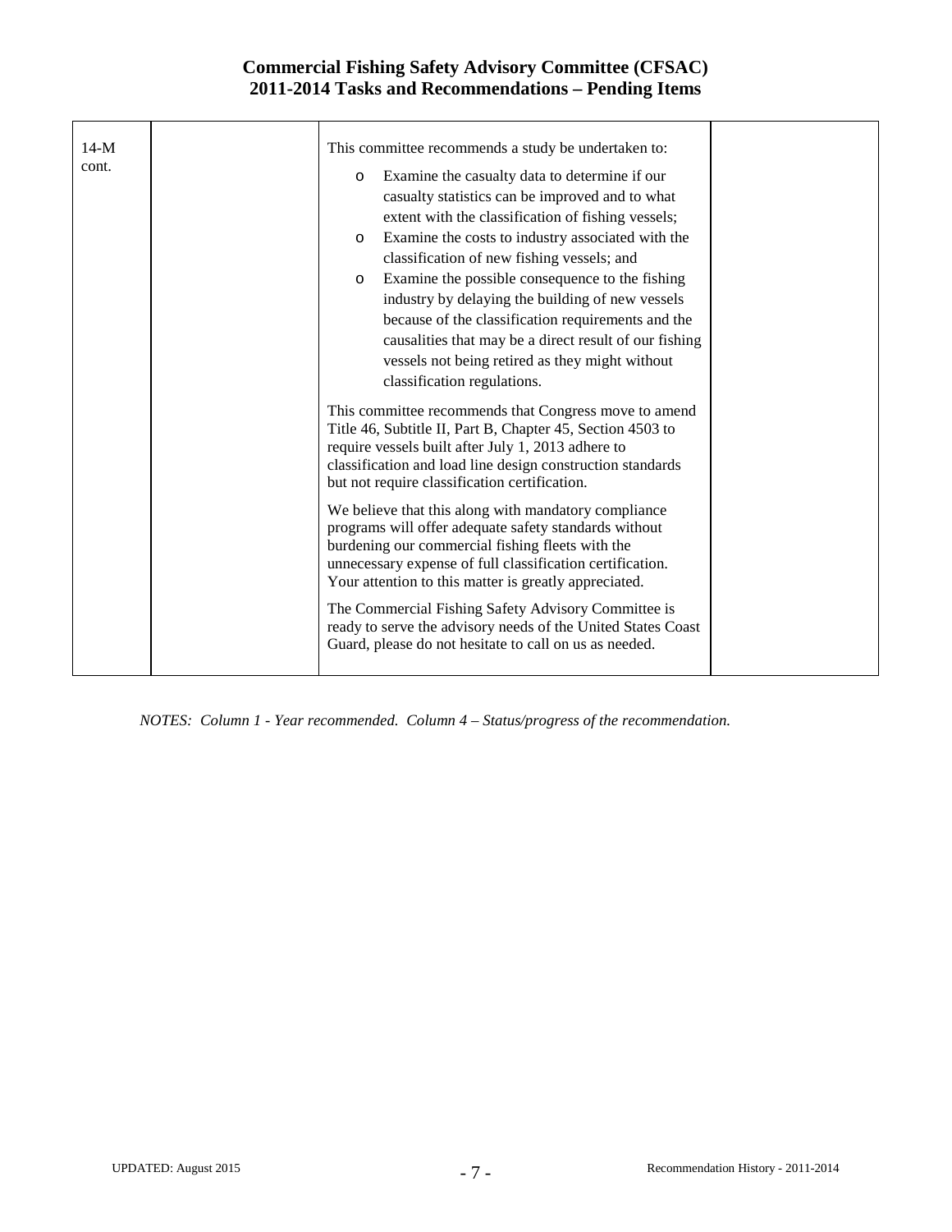# Commercial Fishing Safety Advisory Committee (CFSAC)
# 2011-2014 Tasks and Recommendations – Pending Items

| | | | |
|---|---|---|---|
| 14-M cont. | | This committee recommends a study be undertaken to:<br>o Examine the casualty data to determine if our casualty statistics can be improved and to what extent with the classification of fishing vessels;<br>o Examine the costs to industry associated with the classification of new fishing vessels; and<br>o Examine the possible consequence to the fishing industry by delaying the building of new vessels because of the classification requirements and the causalities that may be a direct result of our fishing vessels not being retired as they might without classification regulations.<br><br>This committee recommends that Congress move to amend Title 46, Subtitle II, Part B, Chapter 45, Section 4503 to require vessels built after July 1, 2013 adhere to classification and load line design construction standards but not require classification certification.<br><br>We believe that this along with mandatory compliance programs will offer adequate safety standards without burdening our commercial fishing fleets with the unnecessary expense of full classification certification. Your attention to this matter is greatly appreciated.<br><br>The Commercial Fishing Safety Advisory Committee is ready to serve the advisory needs of the United States Coast Guard, please do not hesitate to call on us as needed. | |

*NOTES: Column 1 - Year recommended. Column 4 – Status/progress of the recommendation.*